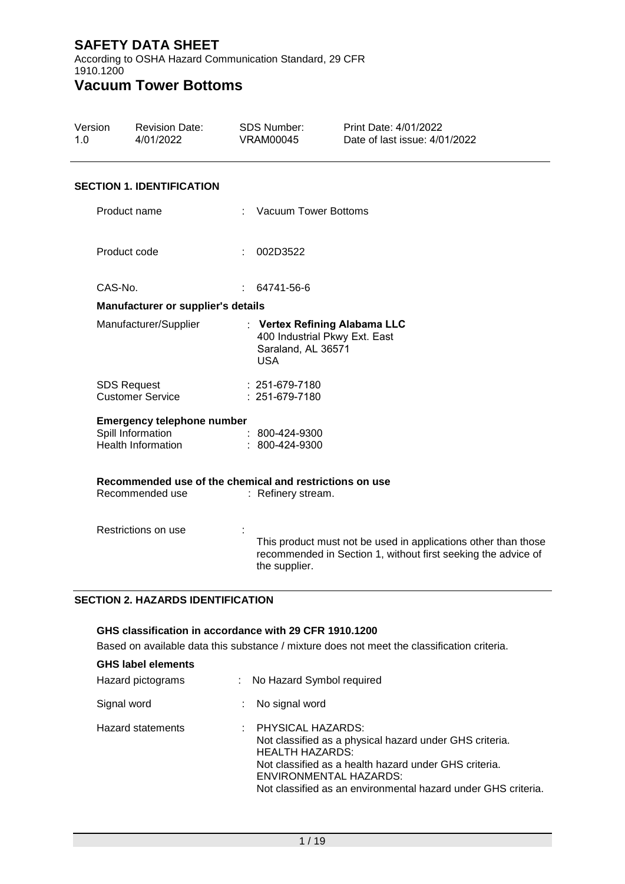# SAFETY DATA SHEET

According to OSHA Hazard Communication Standard, 29 CFR 1910.1200

# Vacuum Tower Bottoms

| Version | Revision Date: | SDS Number: | Print Date: 4/01/2022 |
|---|---|---|---|
| 1.0 | 4/01/2022 | VRAM00045 | Date of last issue: 4/01/2022 |

## SECTION 1. IDENTIFICATION

Product name : Vacuum Tower Bottoms

Product code : 002D3522

CAS-No. : 64741-56-6

**Manufacturer or supplier's details**

Manufacturer/Supplier : **Vertex Refining Alabama LLC**
400 Industrial Pkwy Ext. East
Saraland, AL 36571
USA

SDS Request : 251-679-7180
Customer Service : 251-679-7180

**Emergency telephone number**

Spill Information : 800-424-9300
Health Information : 800-424-9300

**Recommended use of the chemical and restrictions on use**

Recommended use : Refinery stream.

Restrictions on use : This product must not be used in applications other than those recommended in Section 1, without first seeking the advice of the supplier.

## SECTION 2. HAZARDS IDENTIFICATION

**GHS classification in accordance with 29 CFR 1910.1200**

Based on available data this substance / mixture does not meet the classification criteria.

**GHS label elements**

Hazard pictograms : No Hazard Symbol required

Signal word : No signal word

Hazard statements : PHYSICAL HAZARDS:
Not classified as a physical hazard under GHS criteria.
HEALTH HAZARDS:
Not classified as a health hazard under GHS criteria.
ENVIRONMENTAL HAZARDS:
Not classified as an environmental hazard under GHS criteria.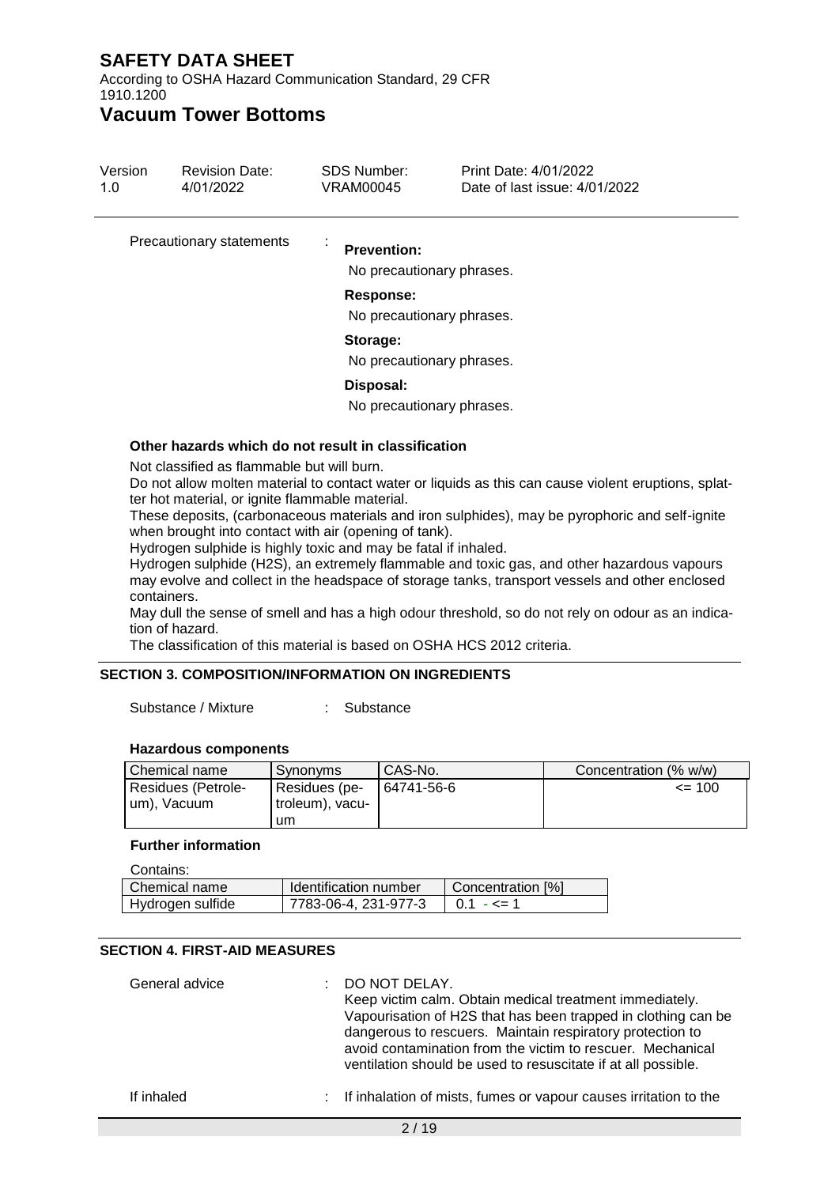Precautionary statements :

**Prevention:**

No precautionary phrases.

**Response:**

No precautionary phrases.

**Storage:**

No precautionary phrases.

**Disposal:**

No precautionary phrases.

**Other hazards which do not result in classification**

Not classified as flammable but will burn.
Do not allow molten material to contact water or liquids as this can cause violent eruptions, splatter hot material, or ignite flammable material.
These deposits, (carbonaceous materials and iron sulphides), may be pyrophoric and self-ignite when brought into contact with air (opening of tank).
Hydrogen sulphide is highly toxic and may be fatal if inhaled.
Hydrogen sulphide ($H_2S$), an extremely flammable and toxic gas, and other hazardous vapours may evolve and collect in the headspace of storage tanks, transport vessels and other enclosed containers.
May dull the sense of smell and has a high odour threshold, so do not rely on odour as an indication of hazard.
The classification of this material is based on OSHA HCS 2012 criteria.

## SECTION 3. COMPOSITION/INFORMATION ON INGREDIENTS

Substance / Mixture : Substance

**Hazardous components**

| Chemical name | Synonyms | CAS-No. | Concentration (% w/w) |
|---|---|---|---|
| Residues (Petroleum), Vacuum | Residues (petroleum), vacuum | 64741-56-6 | <= 100 |

**Further information**

Contains:

| Chemical name | Identification number | Concentration [%] |
|---|---|---|
| Hydrogen sulfide | 7783-06-4, 231-977-3 | 0.1 - <= 1 |

## SECTION 4. FIRST-AID MEASURES

General advice : DO NOT DELAY.
Keep victim calm. Obtain medical treatment immediately.
Vapourisation of $H_2S$ that has been trapped in clothing can be dangerous to rescuers. Maintain respiratory protection to avoid contamination from the victim to rescuer. Mechanical ventilation should be used to resuscitate if at all possible.

If inhaled : If inhalation of mists, fumes or vapour causes irritation to the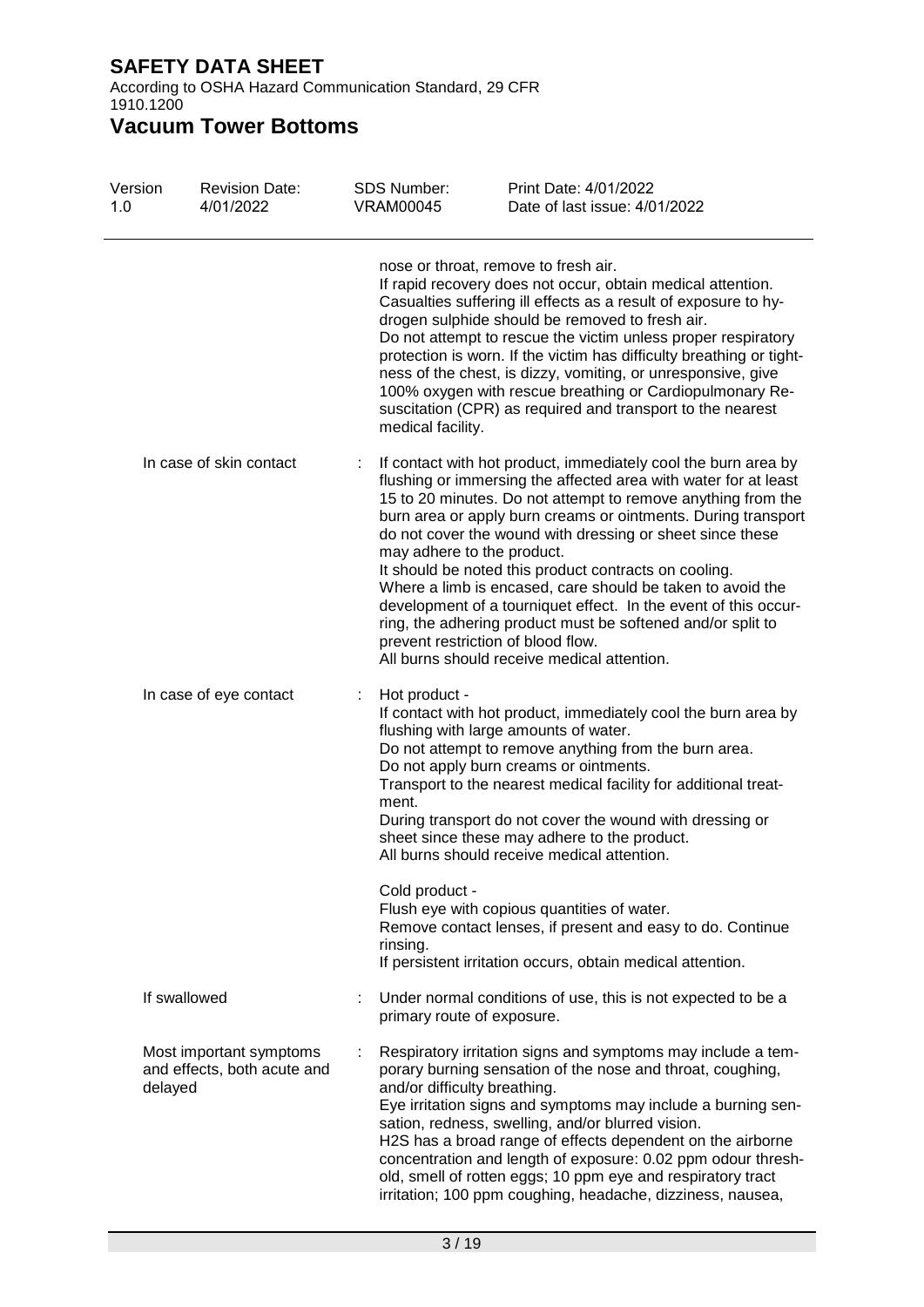nose or throat, remove to fresh air.
If rapid recovery does not occur, obtain medical attention.
Casualties suffering ill effects as a result of exposure to hydrogen sulphide should be removed to fresh air.
Do not attempt to rescue the victim unless proper respiratory protection is worn. If the victim has difficulty breathing or tightness of the chest, is dizzy, vomiting, or unresponsive, give 100% oxygen with rescue breathing or Cardiopulmonary Resuscitation (CPR) as required and transport to the nearest medical facility.

**In case of skin contact** : If contact with hot product, immediately cool the burn area by flushing or immersing the affected area with water for at least 15 to 20 minutes. Do not attempt to remove anything from the burn area or apply burn creams or ointments. During transport do not cover the wound with dressing or sheet since these may adhere to the product.
It should be noted this product contracts on cooling.
Where a limb is encased, care should be taken to avoid the development of a tourniquet effect. In the event of this occurring, the adhering product must be softened and/or split to prevent restriction of blood flow.
All burns should receive medical attention.

**In case of eye contact** : Hot product -
If contact with hot product, immediately cool the burn area by flushing with large amounts of water.
Do not attempt to remove anything from the burn area.
Do not apply burn creams or ointments.
Transport to the nearest medical facility for additional treatment.
During transport do not cover the wound with dressing or sheet since these may adhere to the product.
All burns should receive medical attention.

Cold product -
Flush eye with copious quantities of water.
Remove contact lenses, if present and easy to do. Continue rinsing.
If persistent irritation occurs, obtain medical attention.

**If swallowed** : Under normal conditions of use, this is not expected to be a primary route of exposure.

**Most important symptoms and effects, both acute and delayed** : Respiratory irritation signs and symptoms may include a temporary burning sensation of the nose and throat, coughing, and/or difficulty breathing.
Eye irritation signs and symptoms may include a burning sensation, redness, swelling, and/or blurred vision.
$H_2S$ has a broad range of effects dependent on the airborne concentration and length of exposure: 0.02 ppm odour threshold, smell of rotten eggs; 10 ppm eye and respiratory tract irritation; 100 ppm coughing, headache, dizziness, nausea,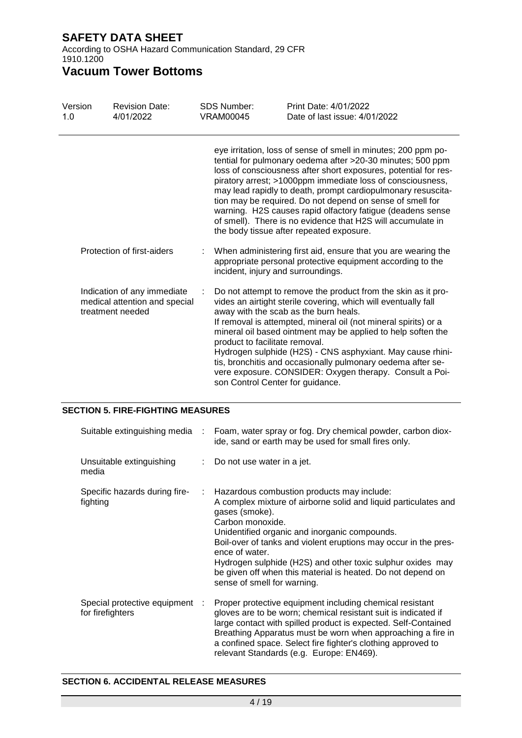eye irritation, loss of sense of smell in minutes; 200 ppm potential for pulmonary oedema after >20-30 minutes; 500 ppm loss of consciousness after short exposures, potential for respiratory arrest; >1000ppm immediate loss of consciousness, may lead rapidly to death, prompt cardiopulmonary resuscitation may be required. Do not depend on sense of smell for warning. H2S causes rapid olfactory fatigue (deadens sense of smell). There is no evidence that H2S will accumulate in the body tissue after repeated exposure.

| | | |
|---|---|---|
| Protection of first-aiders | : | When administering first aid, ensure that you are wearing the appropriate personal protective equipment according to the incident, injury and surroundings. |
| Indication of any immediate medical attention and special treatment needed | : | Do not attempt to remove the product from the skin as it provides an airtight sterile covering, which will eventually fall away with the scab as the burn heals.<br>If removal is attempted, mineral oil (not mineral spirits) or a mineral oil based ointment may be applied to help soften the product to facilitate removal.<br>Hydrogen sulphide (H2S) - CNS asphyxiant. May cause rhinitis, bronchitis and occasionally pulmonary oedema after severe exposure. CONSIDER: Oxygen therapy. Consult a Poison Control Center for guidance. |

## SECTION 5. FIRE-FIGHTING MEASURES

| | | |
|---|---|---|
| Suitable extinguishing media | : | Foam, water spray or fog. Dry chemical powder, carbon dioxide, sand or earth may be used for small fires only. |
| Unsuitable extinguishing media | : | Do not use water in a jet. |
| Specific hazards during firefighting | : | Hazardous combustion products may include:<br>A complex mixture of airborne solid and liquid particulates and gases (smoke).<br>Carbon monoxide.<br>Unidentified organic and inorganic compounds.<br>Boil-over of tanks and violent eruptions may occur in the presence of water.<br>Hydrogen sulphide (H2S) and other toxic sulphur oxides may be given off when this material is heated. Do not depend on sense of smell for warning. |
| Special protective equipment for firefighters | : | Proper protective equipment including chemical resistant gloves are to be worn; chemical resistant suit is indicated if large contact with spilled product is expected. Self-Contained Breathing Apparatus must be worn when approaching a fire in a confined space. Select fire fighter's clothing approved to relevant Standards (e.g. Europe: EN469). |

## SECTION 6. ACCIDENTAL RELEASE MEASURES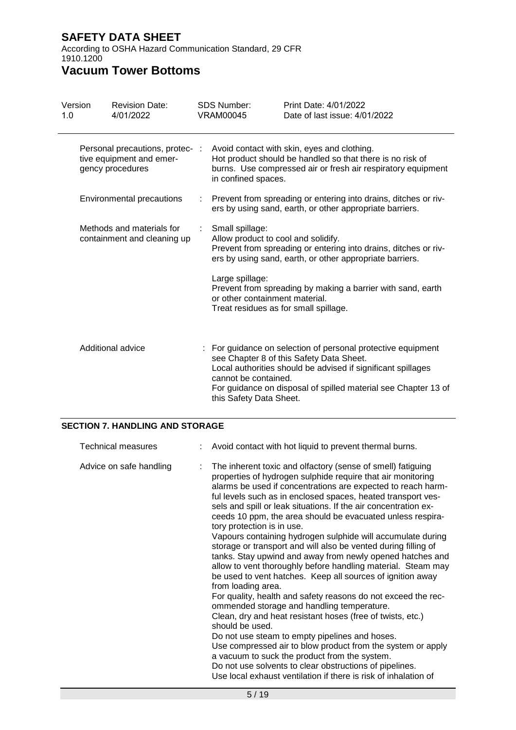| | |
|---|---|
| Personal precautions, protective equipment and emergency procedures | : Avoid contact with skin, eyes and clothing. Hot product should be handled so that there is no risk of burns. Use compressed air or fresh air respiratory equipment in confined spaces. |
| Environmental precautions | : Prevent from spreading or entering into drains, ditches or rivers by using sand, earth, or other appropriate barriers. |
| Methods and materials for containment and cleaning up | : Small spillage:<br>Allow product to cool and solidify.<br>Prevent from spreading or entering into drains, ditches or rivers by using sand, earth, or other appropriate barriers.<br><br>Large spillage:<br>Prevent from spreading by making a barrier with sand, earth or other containment material.<br>Treat residues as for small spillage. |
| Additional advice | : For guidance on selection of personal protective equipment see Chapter 8 of this Safety Data Sheet.<br>Local authorities should be advised if significant spillages cannot be contained.<br>For guidance on disposal of spilled material see Chapter 13 of this Safety Data Sheet. |

## SECTION 7. HANDLING AND STORAGE

| | |
|---|---|
| Technical measures | : Avoid contact with hot liquid to prevent thermal burns. |
| Advice on safe handling | : The inherent toxic and olfactory (sense of smell) fatiguing properties of hydrogen sulphide require that air monitoring alarms be used if concentrations are expected to reach harmful levels such as in enclosed spaces, heated transport vessels and spill or leak situations. If the air concentration exceeds 10 ppm, the area should be evacuated unless respiratory protection is in use.<br>Vapours containing hydrogen sulphide will accumulate during storage or transport and will also be vented during filling of tanks. Stay upwind and away from newly opened hatches and allow to vent thoroughly before handling material. Steam may be used to vent hatches. Keep all sources of ignition away from loading area.<br>For quality, health and safety reasons do not exceed the recommended storage and handling temperature.<br>Clean, dry and heat resistant hoses (free of twists, etc.) should be used.<br>Do not use steam to empty pipelines and hoses.<br>Use compressed air to blow product from the system or apply a vacuum to suck the product from the system.<br>Do not use solvents to clear obstructions of pipelines.<br>Use local exhaust ventilation if there is risk of inhalation of |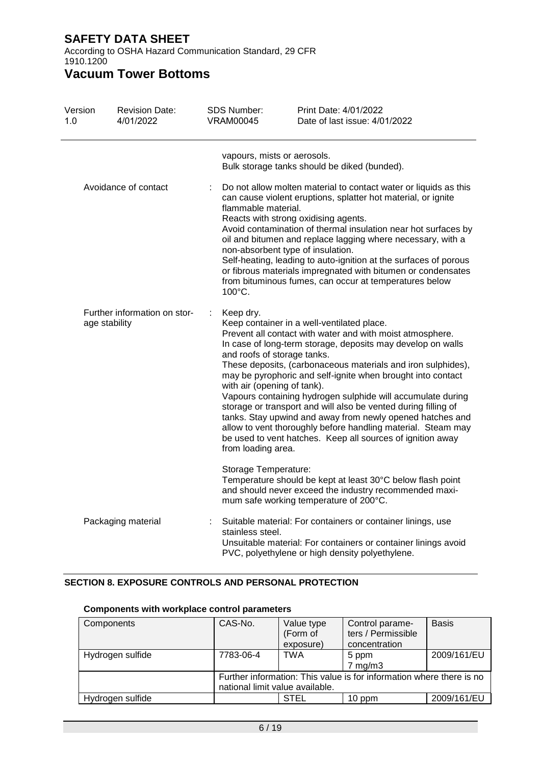vapours, mists or aerosols.
Bulk storage tanks should be diked (bunded).

Avoidance of contact : Do not allow molten material to contact water or liquids as this can cause violent eruptions, splatter hot material, or ignite flammable material.
Reacts with strong oxidising agents.
Avoid contamination of thermal insulation near hot surfaces by oil and bitumen and replace lagging where necessary, with a non-absorbent type of insulation.
Self-heating, leading to auto-ignition at the surfaces of porous or fibrous materials impregnated with bitumen or condensates from bituminous fumes, can occur at temperatures below 100°C.

Further information on storage stability : Keep dry.
Keep container in a well-ventilated place.
Prevent all contact with water and with moist atmosphere.
In case of long-term storage, deposits may develop on walls and roofs of storage tanks.
These deposits, (carbonaceous materials and iron sulphides), may be pyrophoric and self-ignite when brought into contact with air (opening of tank).
Vapours containing hydrogen sulphide will accumulate during storage or transport and will also be vented during filling of tanks. Stay upwind and away from newly opened hatches and allow to vent thoroughly before handling material. Steam may be used to vent hatches. Keep all sources of ignition away from loading area.

Storage Temperature:
Temperature should be kept at least 30°C below flash point and should never exceed the industry recommended maximum safe working temperature of 200°C.

Packaging material : Suitable material: For containers or container linings, use stainless steel.
Unsuitable material: For containers or container linings avoid PVC, polyethylene or high density polyethylene.

## SECTION 8. EXPOSURE CONTROLS AND PERSONAL PROTECTION

**Components with workplace control parameters**

| Components | CAS-No. | Value type (Form of exposure) | Control parameters / Permissible concentration | Basis |
|---|---|---|---|---|
| Hydrogen sulfide | 7783-06-4 | TWA | 5 ppm<br>7 mg/m3 | 2009/161/EU |
| | Further information: This value is for information where there is no national limit value available. | | | |
| Hydrogen sulfide | | STEL | 10 ppm | 2009/161/EU |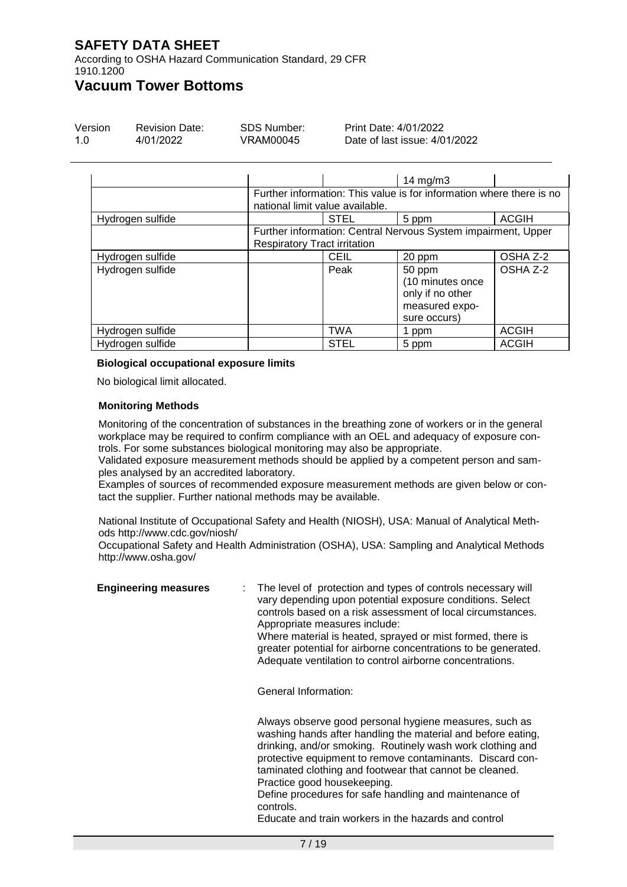| | | | | |
|---|---|---|---|---|
| | | | 14 mg/m3 | |
| | Further information: This value is for information where there is no national limit value available. | | | |
| Hydrogen sulfide | | STEL | 5 ppm | ACGIH |
| | Further information: Central Nervous System impairment, Upper Respiratory Tract irritation | | | |
| Hydrogen sulfide | | CEIL | 20 ppm | OSHA Z-2 |
| Hydrogen sulfide | | Peak | 50 ppm (10 minutes once only if no other measured exposure occurs) | OSHA Z-2 |
| Hydrogen sulfide | | TWA | 1 ppm | ACGIH |
| Hydrogen sulfide | | STEL | 5 ppm | ACGIH |

**Biological occupational exposure limits**

No biological limit allocated.

**Monitoring Methods**

Monitoring of the concentration of substances in the breathing zone of workers or in the general workplace may be required to confirm compliance with an OEL and adequacy of exposure controls. For some substances biological monitoring may also be appropriate.
Validated exposure measurement methods should be applied by a competent person and samples analysed by an accredited laboratory.
Examples of sources of recommended exposure measurement methods are given below or contact the supplier. Further national methods may be available.

National Institute of Occupational Safety and Health (NIOSH), USA: Manual of Analytical Methods http://www.cdc.gov/niosh/
Occupational Safety and Health Administration (OSHA), USA: Sampling and Analytical Methods http://www.osha.gov/

**Engineering measures** : The level of protection and types of controls necessary will vary depending upon potential exposure conditions. Select controls based on a risk assessment of local circumstances. Appropriate measures include:
Where material is heated, sprayed or mist formed, there is greater potential for airborne concentrations to be generated. Adequate ventilation to control airborne concentrations.

General Information:

Always observe good personal hygiene measures, such as washing hands after handling the material and before eating, drinking, and/or smoking. Routinely wash work clothing and protective equipment to remove contaminants. Discard contaminated clothing and footwear that cannot be cleaned. Practice good housekeeping.
Define procedures for safe handling and maintenance of controls.
Educate and train workers in the hazards and control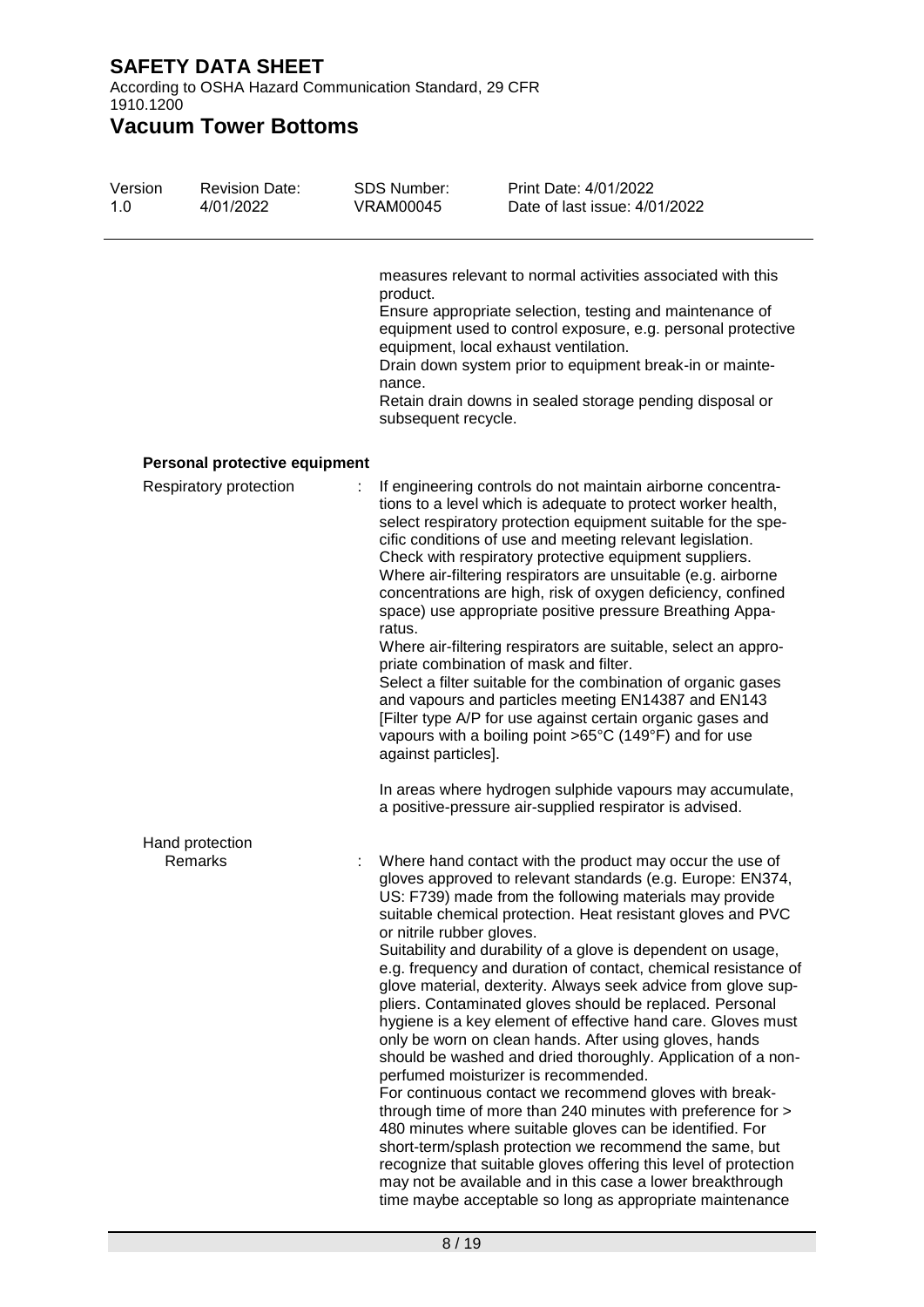measures relevant to normal activities associated with this product.
Ensure appropriate selection, testing and maintenance of equipment used to control exposure, e.g. personal protective equipment, local exhaust ventilation.
Drain down system prior to equipment break-in or maintenance.
Retain drain downs in sealed storage pending disposal or subsequent recycle.

**Personal protective equipment**

Respiratory protection : If engineering controls do not maintain airborne concentrations to a level which is adequate to protect worker health, select respiratory protection equipment suitable for the specific conditions of use and meeting relevant legislation.
Check with respiratory protective equipment suppliers.
Where air-filtering respirators are unsuitable (e.g. airborne concentrations are high, risk of oxygen deficiency, confined space) use appropriate positive pressure Breathing Apparatus.
Where air-filtering respirators are suitable, select an appropriate combination of mask and filter.
Select a filter suitable for the combination of organic gases and vapours and particles meeting EN14387 and EN143 [Filter type A/P for use against certain organic gases and vapours with a boiling point >65°C (149°F) and for use against particles].

In areas where hydrogen sulphide vapours may accumulate, a positive-pressure air-supplied respirator is advised.

Hand protection

Remarks : Where hand contact with the product may occur the use of gloves approved to relevant standards (e.g. Europe: EN374, US: F739) made from the following materials may provide suitable chemical protection. Heat resistant gloves and PVC or nitrile rubber gloves.
Suitability and durability of a glove is dependent on usage, e.g. frequency and duration of contact, chemical resistance of glove material, dexterity. Always seek advice from glove suppliers. Contaminated gloves should be replaced. Personal hygiene is a key element of effective hand care. Gloves must only be worn on clean hands. After using gloves, hands should be washed and dried thoroughly. Application of a non-perfumed moisturizer is recommended.
For continuous contact we recommend gloves with breakthrough time of more than 240 minutes with preference for > 480 minutes where suitable gloves can be identified. For short-term/splash protection we recommend the same, but recognize that suitable gloves offering this level of protection may not be available and in this case a lower breakthrough time maybe acceptable so long as appropriate maintenance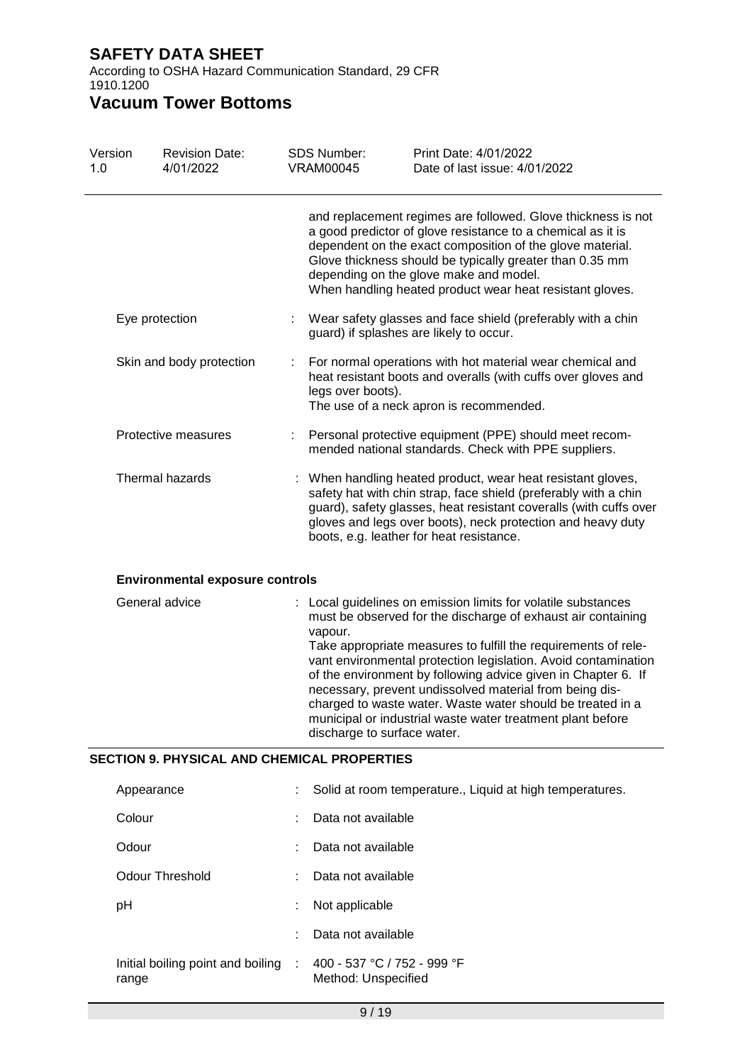and replacement regimes are followed. Glove thickness is not a good predictor of glove resistance to a chemical as it is dependent on the exact composition of the glove material. Glove thickness should be typically greater than 0.35 mm depending on the glove make and model.
When handling heated product wear heat resistant gloves.

| | | |
|---|---|---|
| Eye protection | : | Wear safety glasses and face shield (preferably with a chin guard) if splashes are likely to occur. |
| Skin and body protection | : | For normal operations with hot material wear chemical and heat resistant boots and overalls (with cuffs over gloves and legs over boots).<br>The use of a neck apron is recommended. |
| Protective measures | : | Personal protective equipment (PPE) should meet recommended national standards. Check with PPE suppliers. |
| Thermal hazards | : | When handling heated product, wear heat resistant gloves, safety hat with chin strap, face shield (preferably with a chin guard), safety glasses, heat resistant coveralls (with cuffs over gloves and legs over boots), neck protection and heavy duty boots, e.g. leather for heat resistance. |

**Environmental exposure controls**

| | | |
|---|---|---|
| General advice | : | Local guidelines on emission limits for volatile substances must be observed for the discharge of exhaust air containing vapour.<br>Take appropriate measures to fulfill the requirements of relevant environmental protection legislation. Avoid contamination of the environment by following advice given in Chapter 6. If necessary, prevent undissolved material from being discharged to waste water. Waste water should be treated in a municipal or industrial waste water treatment plant before discharge to surface water. |

## SECTION 9. PHYSICAL AND CHEMICAL PROPERTIES

| | | |
|---|---|---|
| Appearance | : | Solid at room temperature., Liquid at high temperatures. |
| Colour | : | Data not available |
| Odour | : | Data not available |
| Odour Threshold | : | Data not available |
| pH | : | Not applicable |
| | : | Data not available |
| Initial boiling point and boiling range | : | 400 - 537 °C / 752 - 999 °F<br>Method: Unspecified |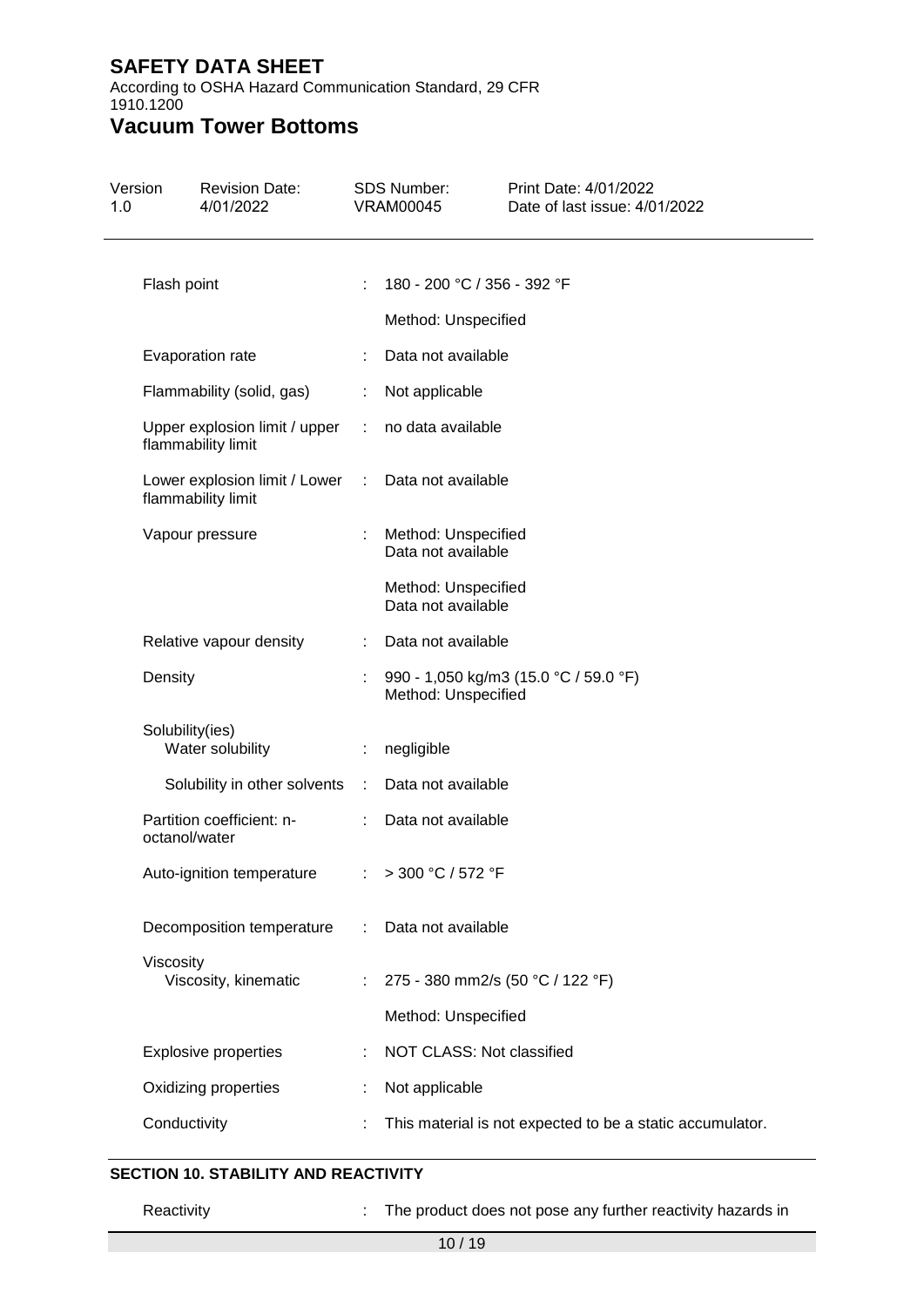| | | |
|---|---|---|
| Flash point | : | 180 - 200 °C / 356 - 392 °F |
| | | Method: Unspecified |
| Evaporation rate | : | Data not available |
| Flammability (solid, gas) | : | Not applicable |
| Upper explosion limit / upper flammability limit | : | no data available |
| Lower explosion limit / Lower flammability limit | : | Data not available |
| Vapour pressure | : | Method: Unspecified<br>Data not available |
| | | Method: Unspecified<br>Data not available |
| Relative vapour density | : | Data not available |
| Density | : | 990 - 1,050 kg/m3 (15.0 °C / 59.0 °F)<br>Method: Unspecified |
| Solubility(ies)<br>Water solubility | : | negligible |
| Solubility in other solvents | : | Data not available |
| Partition coefficient: n-octanol/water | : | Data not available |
| Auto-ignition temperature | : | > 300 °C / 572 °F |
| Decomposition temperature | : | Data not available |
| Viscosity<br>Viscosity, kinematic | : | 275 - 380 mm2/s (50 °C / 122 °F) |
| | | Method: Unspecified |
| Explosive properties | : | NOT CLASS: Not classified |
| Oxidizing properties | : | Not applicable |
| Conductivity | : | This material is not expected to be a static accumulator. |

## SECTION 10. STABILITY AND REACTIVITY

| | | |
|---|---|---|
| Reactivity | : | The product does not pose any further reactivity hazards in |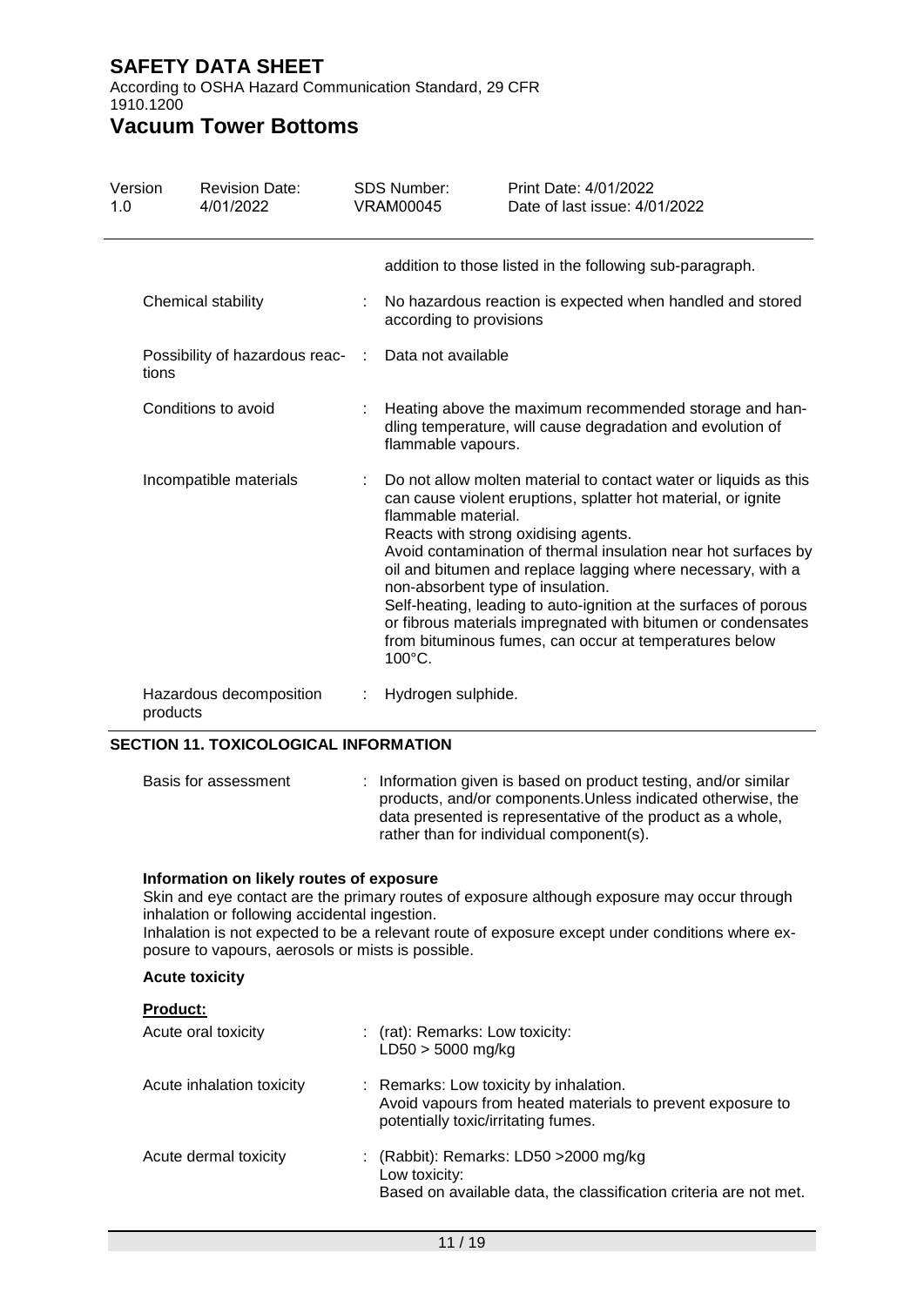addition to those listed in the following sub-paragraph.

| | |
|---|---|
| Chemical stability | : No hazardous reaction is expected when handled and stored according to provisions |
| Possibility of hazardous reactions | : Data not available |
| Conditions to avoid | : Heating above the maximum recommended storage and handling temperature, will cause degradation and evolution of flammable vapours. |
| Incompatible materials | : Do not allow molten material to contact water or liquids as this can cause violent eruptions, splatter hot material, or ignite flammable material.<br>Reacts with strong oxidising agents.<br>Avoid contamination of thermal insulation near hot surfaces by oil and bitumen and replace lagging where necessary, with a non-absorbent type of insulation.<br>Self-heating, leading to auto-ignition at the surfaces of porous or fibrous materials impregnated with bitumen or condensates from bituminous fumes, can occur at temperatures below 100°C. |
| Hazardous decomposition products | : Hydrogen sulphide. |

## SECTION 11. TOXICOLOGICAL INFORMATION

| | |
|---|---|
| Basis for assessment | : Information given is based on product testing, and/or similar products, and/or components.Unless indicated otherwise, the data presented is representative of the product as a whole, rather than for individual component(s). |

**Information on likely routes of exposure**

Skin and eye contact are the primary routes of exposure although exposure may occur through inhalation or following accidental ingestion.
Inhalation is not expected to be a relevant route of exposure except under conditions where exposure to vapours, aerosols or mists is possible.

**Acute toxicity**

**Product:**

| | |
|---|---|
| Acute oral toxicity | : (rat): Remarks: Low toxicity:<br>LD50 > 5000 mg/kg |
| Acute inhalation toxicity | : Remarks: Low toxicity by inhalation.<br>Avoid vapours from heated materials to prevent exposure to potentially toxic/irritating fumes. |
| Acute dermal toxicity | : (Rabbit): Remarks: LD50 >2000 mg/kg<br>Low toxicity:<br>Based on available data, the classification criteria are not met. |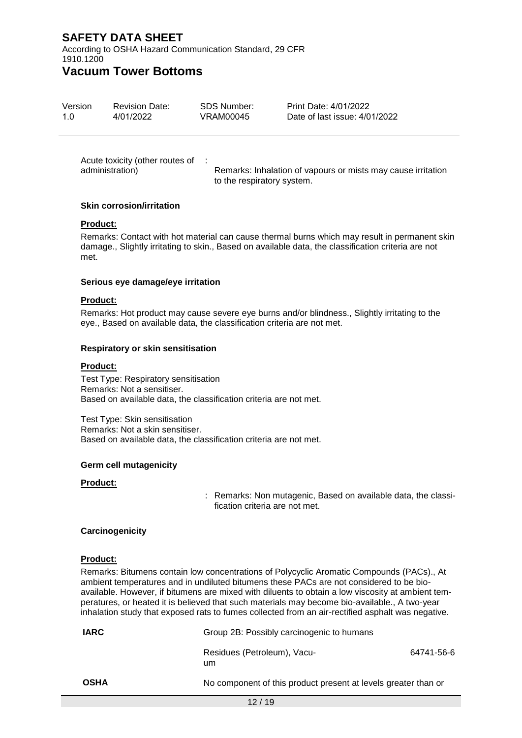Acute toxicity (other routes of administration) : Remarks: Inhalation of vapours or mists may cause irritation to the respiratory system.

**Skin corrosion/irritation**

**Product:**

Remarks: Contact with hot material can cause thermal burns which may result in permanent skin damage., Slightly irritating to skin., Based on available data, the classification criteria are not met.

**Serious eye damage/eye irritation**

**Product:**

Remarks: Hot product may cause severe eye burns and/or blindness., Slightly irritating to the eye., Based on available data, the classification criteria are not met.

**Respiratory or skin sensitisation**

**Product:**

Test Type: Respiratory sensitisation
Remarks: Not a sensitiser.
Based on available data, the classification criteria are not met.

Test Type: Skin sensitisation
Remarks: Not a skin sensitiser.
Based on available data, the classification criteria are not met.

**Germ cell mutagenicity**

**Product:**

: Remarks: Non mutagenic, Based on available data, the classification criteria are not met.

**Carcinogenicity**

**Product:**

Remarks: Bitumens contain low concentrations of Polycyclic Aromatic Compounds (PACs)., At ambient temperatures and in undiluted bitumens these PACs are not considered to be bioavailable. However, if bitumens are mixed with diluents to obtain a low viscosity at ambient temperatures, or heated it is believed that such materials may become bio-available., A two-year inhalation study that exposed rats to fumes collected from an air-rectified asphalt was negative.

| | | |
|---|---|---|
| **IARC** | Group 2B: Possibly carcinogenic to humans | |
| | Residues (Petroleum), Vacuum | 64741-56-6 |
| **OSHA** | No component of this product present at levels greater than or | |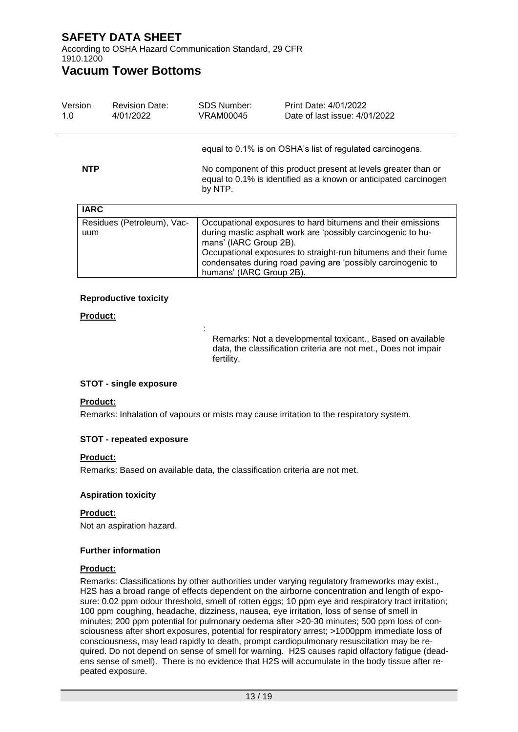equal to 0.1% is on OSHA's list of regulated carcinogens.

**NTP**

No component of this product present at levels greater than or equal to 0.1% is identified as a known or anticipated carcinogen by NTP.

| IARC | |
|---|---|
| Residues (Petroleum), Vacuum | Occupational exposures to hard bitumens and their emissions during mastic asphalt work are 'possibly carcinogenic to humans' (IARC Group 2B). Occupational exposures to straight-run bitumens and their fume condensates during road paving are 'possibly carcinogenic to humans' (IARC Group 2B). |

#### Reproductive toxicity

**Product:**

: Remarks: Not a developmental toxicant., Based on available data, the classification criteria are not met., Does not impair fertility.

#### STOT - single exposure

**Product:**

Remarks: Inhalation of vapours or mists may cause irritation to the respiratory system.

#### STOT - repeated exposure

**Product:**

Remarks: Based on available data, the classification criteria are not met.

#### Aspiration toxicity

**Product:**

Not an aspiration hazard.

#### Further information

**Product:**

Remarks: Classifications by other authorities under varying regulatory frameworks may exist., $H_2S$ has a broad range of effects dependent on the airborne concentration and length of exposure: 0.02 ppm odour threshold, smell of rotten eggs; 10 ppm eye and respiratory tract irritation; 100 ppm coughing, headache, dizziness, nausea, eye irritation, loss of sense of smell in minutes; 200 ppm potential for pulmonary oedema after >20-30 minutes; 500 ppm loss of consciousness after short exposures, potential for respiratory arrest; >1000ppm immediate loss of consciousness, may lead rapidly to death, prompt cardiopulmonary resuscitation may be required. Do not depend on sense of smell for warning. $H_2S$ causes rapid olfactory fatigue (deadens sense of smell). There is no evidence that $H_2S$ will accumulate in the body tissue after repeated exposure.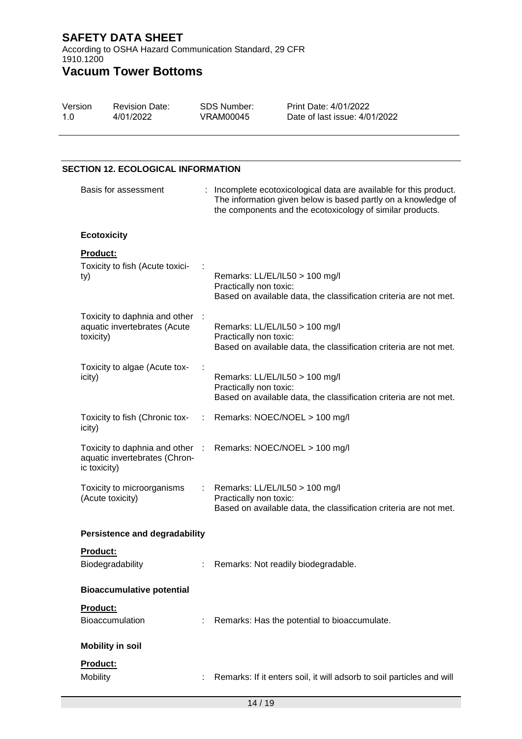**SAFETY DATA SHEET**

According to OSHA Hazard Communication Standard, 29 CFR 1910.1200

# Vacuum Tower Bottoms

| Version | Revision Date: | SDS Number: | Print Date: 4/01/2022 |
|---|---|---|---|
| 1.0 | 4/01/2022 | VRAM00045 | Date of last issue: 4/01/2022 |

## SECTION 12. ECOLOGICAL INFORMATION

Basis for assessment : Incomplete ecotoxicological data are available for this product. The information given below is based partly on a knowledge of the components and the ecotoxicology of similar products.

### Ecotoxicity

**Product:**

Toxicity to fish (Acute toxicity) :
Remarks: LL/EL/IL50 > 100 mg/l
Practically non toxic:
Based on available data, the classification criteria are not met.

Toxicity to daphnia and other aquatic invertebrates (Acute toxicity) :
Remarks: LL/EL/IL50 > 100 mg/l
Practically non toxic:
Based on available data, the classification criteria are not met.

Toxicity to algae (Acute toxicity) :
Remarks: LL/EL/IL50 > 100 mg/l
Practically non toxic:
Based on available data, the classification criteria are not met.

Toxicity to fish (Chronic toxicity) : Remarks: NOEC/NOEL > 100 mg/l

Toxicity to daphnia and other aquatic invertebrates (Chronic toxicity) : Remarks: NOEC/NOEL > 100 mg/l

Toxicity to microorganisms (Acute toxicity) : Remarks: LL/EL/IL50 > 100 mg/l
Practically non toxic:
Based on available data, the classification criteria are not met.

### Persistence and degradability

**Product:**

Biodegradability : Remarks: Not readily biodegradable.

### Bioaccumulative potential

**Product:**

Bioaccumulation : Remarks: Has the potential to bioaccumulate.

### Mobility in soil

**Product:**

Mobility : Remarks: If it enters soil, it will adsorb to soil particles and will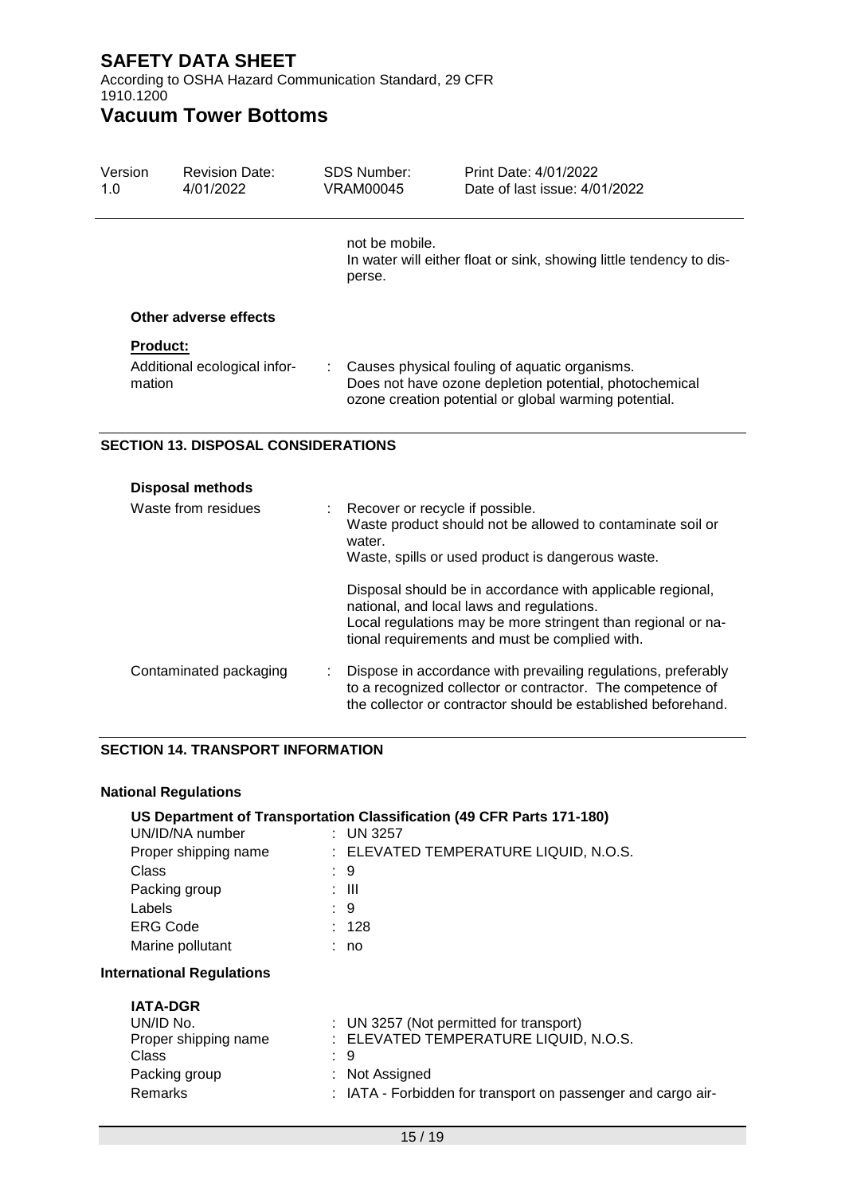not be mobile.
In water will either float or sink, showing little tendency to disperse.

**Other adverse effects**

**Product:**

Additional ecological information : Causes physical fouling of aquatic organisms.
Does not have ozone depletion potential, photochemical ozone creation potential or global warming potential.

## SECTION 13. DISPOSAL CONSIDERATIONS

**Disposal methods**

Waste from residues : Recover or recycle if possible.
Waste product should not be allowed to contaminate soil or water.
Waste, spills or used product is dangerous waste.

Disposal should be in accordance with applicable regional, national, and local laws and regulations.
Local regulations may be more stringent than regional or national requirements and must be complied with.

Contaminated packaging : Dispose in accordance with prevailing regulations, preferably to a recognized collector or contractor. The competence of the collector or contractor should be established beforehand.

## SECTION 14. TRANSPORT INFORMATION

**National Regulations**

**US Department of Transportation Classification (49 CFR Parts 171-180)**

| | |
|---|---|
| UN/ID/NA number | : UN 3257 |
| Proper shipping name | : ELEVATED TEMPERATURE LIQUID, N.O.S. |
| Class | : 9 |
| Packing group | : III |
| Labels | : 9 |
| ERG Code | : 128 |
| Marine pollutant | : no |

**International Regulations**

**IATA-DGR**

| | |
|---|---|
| UN/ID No. | : UN 3257 (Not permitted for transport) |
| Proper shipping name | : ELEVATED TEMPERATURE LIQUID, N.O.S. |
| Class | : 9 |
| Packing group | : Not Assigned |
| Remarks | : IATA - Forbidden for transport on passenger and cargo air- |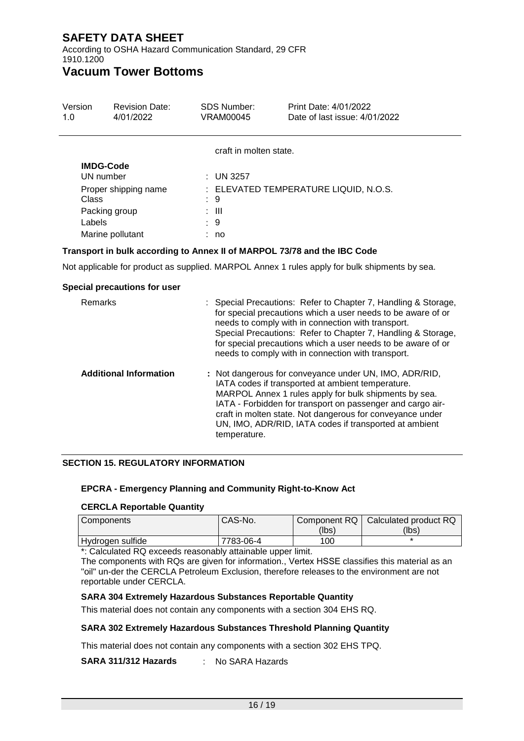craft in molten state.

**IMDG-Code**

| | |
|---|---|
| UN number | : UN 3257 |
| Proper shipping name | : ELEVATED TEMPERATURE LIQUID, N.O.S. |
| Class | : 9 |
| Packing group | : III |
| Labels | : 9 |
| Marine pollutant | : no |

**Transport in bulk according to Annex II of MARPOL 73/78 and the IBC Code**

Not applicable for product as supplied. MARPOL Annex 1 rules apply for bulk shipments by sea.

**Special precautions for user**

Remarks : Special Precautions: Refer to Chapter 7, Handling & Storage, for special precautions which a user needs to be aware of or needs to comply with in connection with transport.
Special Precautions: Refer to Chapter 7, Handling & Storage, for special precautions which a user needs to be aware of or needs to comply with in connection with transport.

**Additional Information** : Not dangerous for conveyance under UN, IMO, ADR/RID, IATA codes if transported at ambient temperature.
MARPOL Annex 1 rules apply for bulk shipments by sea.
IATA - Forbidden for transport on passenger and cargo aircraft in molten state. Not dangerous for conveyance under UN, IMO, ADR/RID, IATA codes if transported at ambient temperature.

## SECTION 15. REGULATORY INFORMATION

**EPCRA - Emergency Planning and Community Right-to-Know Act**

**CERCLA Reportable Quantity**

| Components | CAS-No. | Component RQ (lbs) | Calculated product RQ (lbs) |
|---|---|---|---|
| Hydrogen sulfide | 7783-06-4 | 100 | * |

*: Calculated RQ exceeds reasonably attainable upper limit.
The components with RQs are given for information., Vertex HSSE classifies this material as an "oil" un-der the CERCLA Petroleum Exclusion, therefore releases to the environment are not reportable under CERCLA.

**SARA 304 Extremely Hazardous Substances Reportable Quantity**

This material does not contain any components with a section 304 EHS RQ.

**SARA 302 Extremely Hazardous Substances Threshold Planning Quantity**

This material does not contain any components with a section 302 EHS TPQ.

**SARA 311/312 Hazards** : No SARA Hazards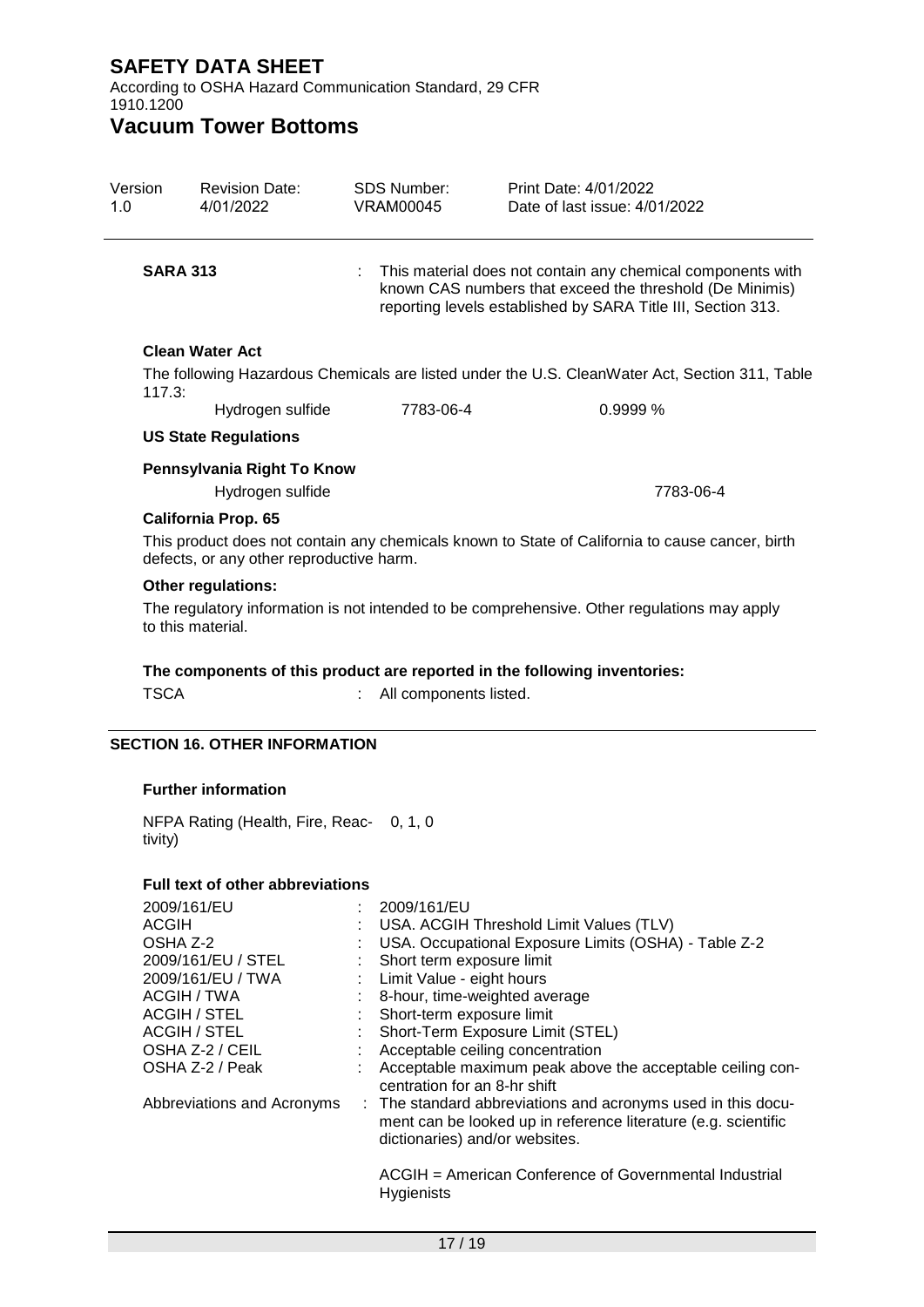**SARA 313** : This material does not contain any chemical components with known CAS numbers that exceed the threshold (De Minimis) reporting levels established by SARA Title III, Section 313.

**Clean Water Act**

The following Hazardous Chemicals are listed under the U.S. CleanWater Act, Section 311, Table 117.3:

| | | |
|---|---|---|
| Hydrogen sulfide | 7783-06-4 | 0.9999 % |

**US State Regulations**

**Pennsylvania Right To Know**

| | |
|---|---|
| Hydrogen sulfide | 7783-06-4 |

**California Prop. 65**

This product does not contain any chemicals known to State of California to cause cancer, birth defects, or any other reproductive harm.

**Other regulations:**

The regulatory information is not intended to be comprehensive. Other regulations may apply to this material.

**The components of this product are reported in the following inventories:**

TSCA : All components listed.

## SECTION 16. OTHER INFORMATION

**Further information**

NFPA Rating (Health, Fire, Reactivity) 0, 1, 0

**Full text of other abbreviations**

| | |
|---|---|
| 2009/161/EU | : 2009/161/EU |
| ACGIH | : USA. ACGIH Threshold Limit Values (TLV) |
| OSHA Z-2 | : USA. Occupational Exposure Limits (OSHA) - Table Z-2 |
| 2009/161/EU / STEL | : Short term exposure limit |
| 2009/161/EU / TWA | : Limit Value - eight hours |
| ACGIH / TWA | : 8-hour, time-weighted average |
| ACGIH / STEL | : Short-term exposure limit |
| ACGIH / STEL | : Short-Term Exposure Limit (STEL) |
| OSHA Z-2 / CEIL | : Acceptable ceiling concentration |
| OSHA Z-2 / Peak | : Acceptable maximum peak above the acceptable ceiling concentration for an 8-hr shift |
| Abbreviations and Acronyms | : The standard abbreviations and acronyms used in this document can be looked up in reference literature (e.g. scientific dictionaries) and/or websites.<br><br>ACGIH = American Conference of Governmental Industrial Hygienists |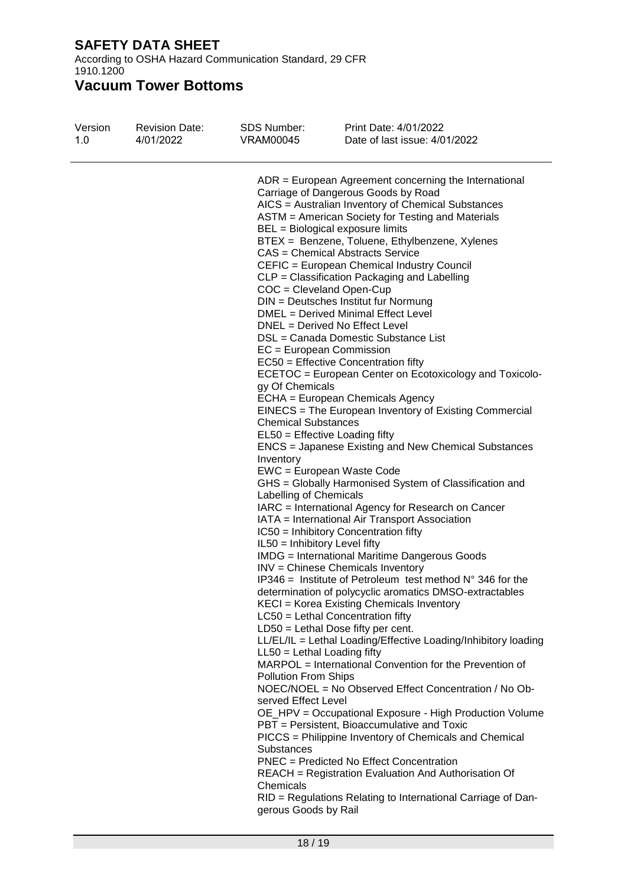ADR = European Agreement concerning the International Carriage of Dangerous Goods by Road
AICS = Australian Inventory of Chemical Substances
ASTM = American Society for Testing and Materials
BEL = Biological exposure limits
BTEX = Benzene, Toluene, Ethylbenzene, Xylenes
CAS = Chemical Abstracts Service
CEFIC = European Chemical Industry Council
CLP = Classification Packaging and Labelling
COC = Cleveland Open-Cup
DIN = Deutsches Institut fur Normung
DMEL = Derived Minimal Effect Level
DNEL = Derived No Effect Level
DSL = Canada Domestic Substance List
EC = European Commission
EC50 = Effective Concentration fifty
ECETOC = European Center on Ecotoxicology and Toxicology Of Chemicals
ECHA = European Chemicals Agency
EINECS = The European Inventory of Existing Commercial Chemical Substances
EL50 = Effective Loading fifty
ENCS = Japanese Existing and New Chemical Substances Inventory
EWC = European Waste Code
GHS = Globally Harmonised System of Classification and Labelling of Chemicals
IARC = International Agency for Research on Cancer
IATA = International Air Transport Association
IC50 = Inhibitory Concentration fifty
IL50 = Inhibitory Level fifty
IMDG = International Maritime Dangerous Goods
INV = Chinese Chemicals Inventory
IP346 = Institute of Petroleum test method N° 346 for the determination of polycyclic aromatics DMSO-extractables
KECI = Korea Existing Chemicals Inventory
LC50 = Lethal Concentration fifty
LD50 = Lethal Dose fifty per cent.
LL/EL/IL = Lethal Loading/Effective Loading/Inhibitory loading
LL50 = Lethal Loading fifty
MARPOL = International Convention for the Prevention of Pollution From Ships
NOEC/NOEL = No Observed Effect Concentration / No Observed Effect Level
OE_HPV = Occupational Exposure - High Production Volume
PBT = Persistent, Bioaccumulative and Toxic
PICCS = Philippine Inventory of Chemicals and Chemical Substances
PNEC = Predicted No Effect Concentration
REACH = Registration Evaluation And Authorisation Of Chemicals
RID = Regulations Relating to International Carriage of Dangerous Goods by Rail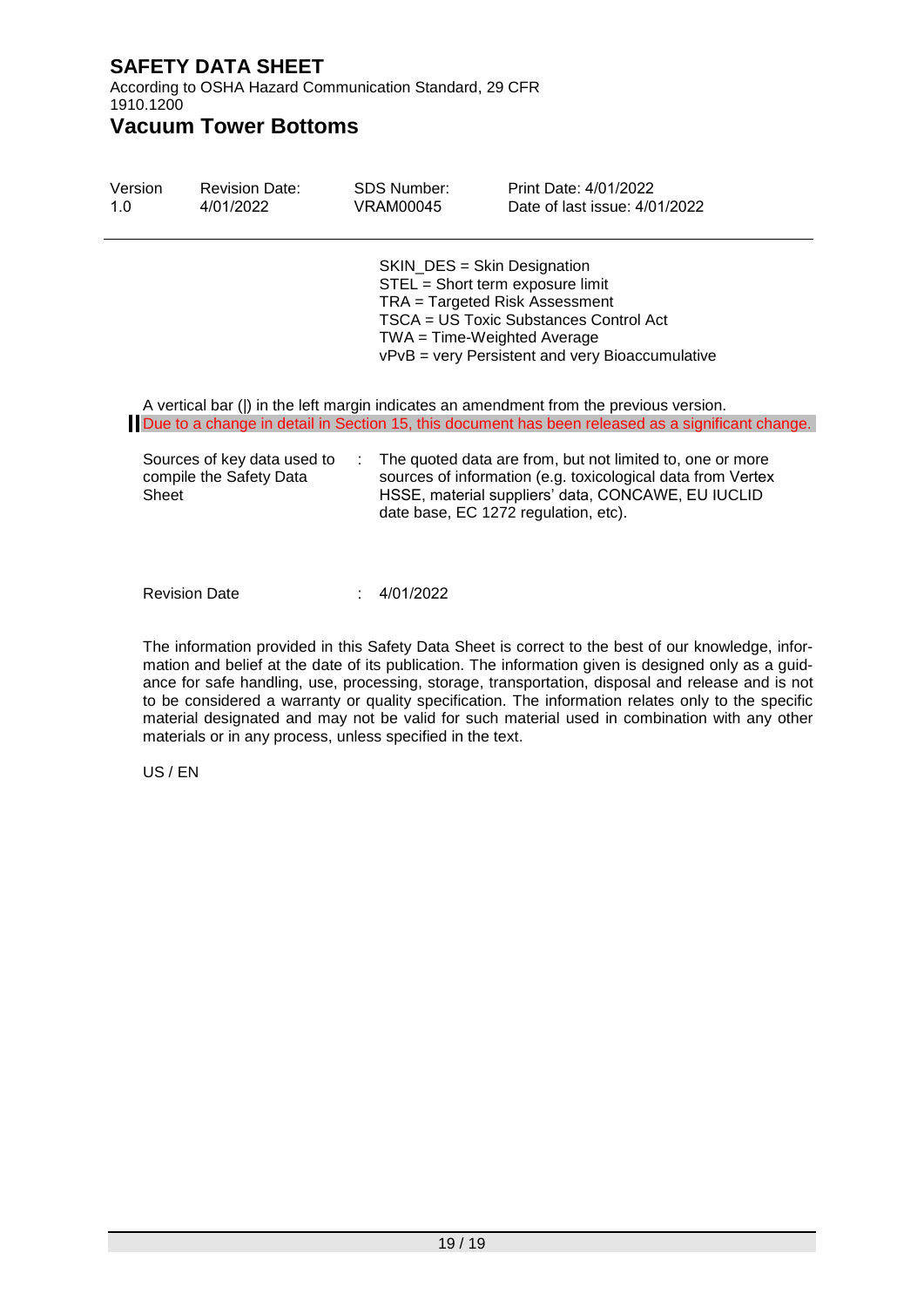SKIN_DES = Skin Designation
STEL = Short term exposure limit
TRA = Targeted Risk Assessment
TSCA = US Toxic Substances Control Act
TWA = Time-Weighted Average
vPvB = very Persistent and very Bioaccumulative

A vertical bar (|) in the left margin indicates an amendment from the previous version.
Due to a change in detail in Section 15, this document has been released as a significant change.

| | | |
|---|---|---|
| Sources of key data used to compile the Safety Data Sheet | : | The quoted data are from, but not limited to, one or more sources of information (e.g. toxicological data from Vertex HSSE, material suppliers' data, CONCAWE, EU IUCLID date base, EC 1272 regulation, etc). |
| Revision Date | : | 4/01/2022 |

The information provided in this Safety Data Sheet is correct to the best of our knowledge, information and belief at the date of its publication. The information given is designed only as a guidance for safe handling, use, processing, storage, transportation, disposal and release and is not to be considered a warranty or quality specification. The information relates only to the specific material designated and may not be valid for such material used in combination with any other materials or in any process, unless specified in the text.

US / EN